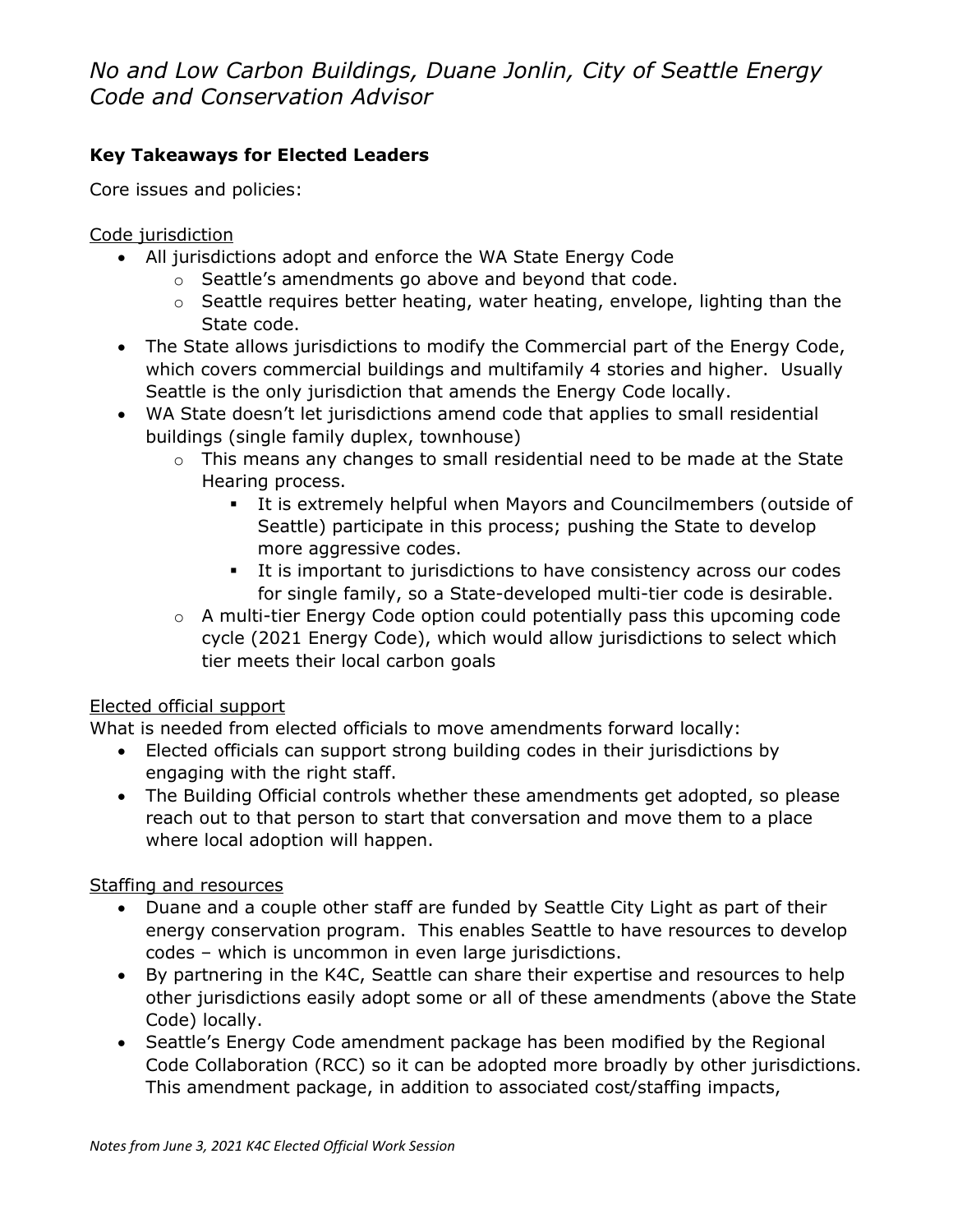# *No and Low Carbon Buildings, Duane Jonlin, City of Seattle Energy Code and Conservation Advisor*

**Key Takeaways for Elected Leaders**

Core issues and policies:

Code jurisdiction

- All jurisdictions adopt and enforce the WA State Energy Code
  - Seattle's amendments go above and beyond that code.
  - Seattle requires better heating, water heating, envelope, lighting than the State code.
- The State allows jurisdictions to modify the Commercial part of the Energy Code, which covers commercial buildings and multifamily 4 stories and higher. Usually Seattle is the only jurisdiction that amends the Energy Code locally.
- WA State doesn't let jurisdictions amend code that applies to small residential buildings (single family duplex, townhouse)
  - This means any changes to small residential need to be made at the State Hearing process.
    - It is extremely helpful when Mayors and Councilmembers (outside of Seattle) participate in this process; pushing the State to develop more aggressive codes.
    - It is important to jurisdictions to have consistency across our codes for single family, so a State-developed multi-tier code is desirable.
  - A multi-tier Energy Code option could potentially pass this upcoming code cycle (2021 Energy Code), which would allow jurisdictions to select which tier meets their local carbon goals

Elected official support

What is needed from elected officials to move amendments forward locally:

- Elected officials can support strong building codes in their jurisdictions by engaging with the right staff.
- The Building Official controls whether these amendments get adopted, so please reach out to that person to start that conversation and move them to a place where local adoption will happen.

Staffing and resources

- Duane and a couple other staff are funded by Seattle City Light as part of their energy conservation program. This enables Seattle to have resources to develop codes – which is uncommon in even large jurisdictions.
- By partnering in the K4C, Seattle can share their expertise and resources to help other jurisdictions easily adopt some or all of these amendments (above the State Code) locally.
- Seattle's Energy Code amendment package has been modified by the Regional Code Collaboration (RCC) so it can be adopted more broadly by other jurisdictions. This amendment package, in addition to associated cost/staffing impacts,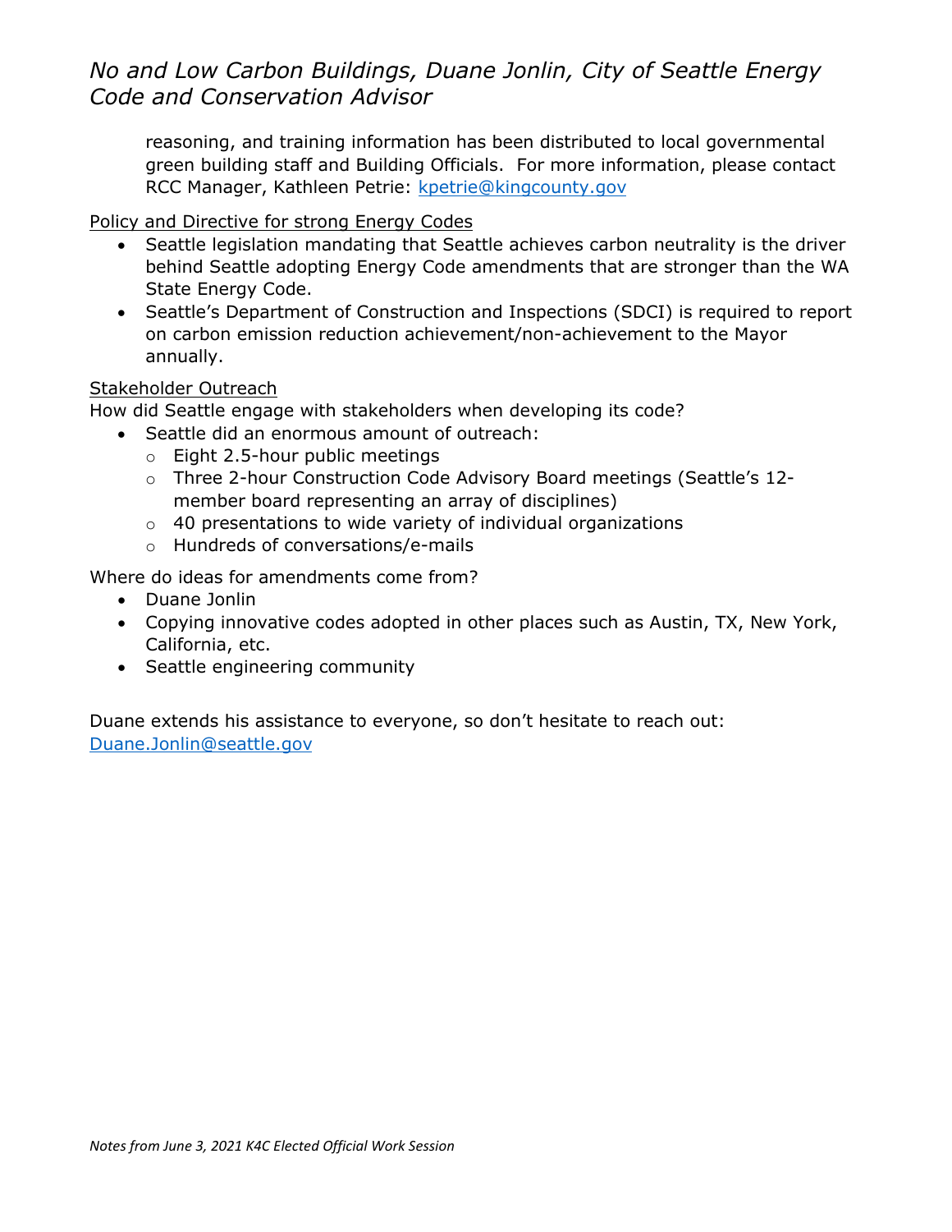reasoning, and training information has been distributed to local governmental green building staff and Building Officials. For more information, please contact RCC Manager, Kathleen Petrie: kpetrie@kingcounty.gov

<u>Policy and Directive for strong Energy Codes</u>

- Seattle legislation mandating that Seattle achieves carbon neutrality is the driver behind Seattle adopting Energy Code amendments that are stronger than the WA State Energy Code.
- Seattle's Department of Construction and Inspections (SDCI) is required to report on carbon emission reduction achievement/non-achievement to the Mayor annually.

<u>Stakeholder Outreach</u>

How did Seattle engage with stakeholders when developing its code?

- Seattle did an enormous amount of outreach:
  - Eight 2.5-hour public meetings
  - Three 2-hour Construction Code Advisory Board meetings (Seattle's 12-member board representing an array of disciplines)
  - 40 presentations to wide variety of individual organizations
  - Hundreds of conversations/e-mails

Where do ideas for amendments come from?

- Duane Jonlin
- Copying innovative codes adopted in other places such as Austin, TX, New York, California, etc.
- Seattle engineering community

Duane extends his assistance to everyone, so don't hesitate to reach out: Duane.Jonlin@seattle.gov